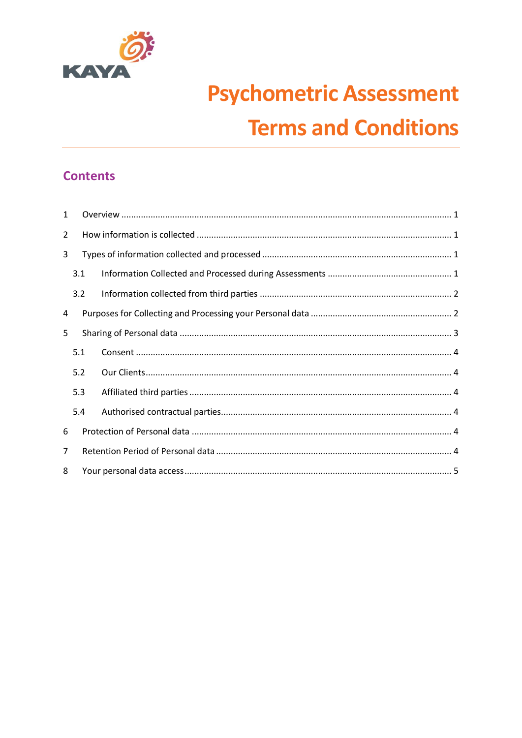KAYA

# Psychometric Assessment Terms and Conditions

## Contents

1 Overview ..... 1

2 How information is collected ..... 1

3 Types of information collected and processed ..... 1

- 3.1 Information Collected and Processed during Assessments ..... 1
- 3.2 Information collected from third parties ..... 2

4 Purposes for Collecting and Processing your Personal data ..... 2

5 Sharing of Personal data ..... 3

- 5.1 Consent ..... 4
- 5.2 Our Clients ..... 4
- 5.3 Affiliated third parties ..... 4
- 5.4 Authorised contractual parties ..... 4

6 Protection of Personal data ..... 4

7 Retention Period of Personal data ..... 4

8 Your personal data access ..... 5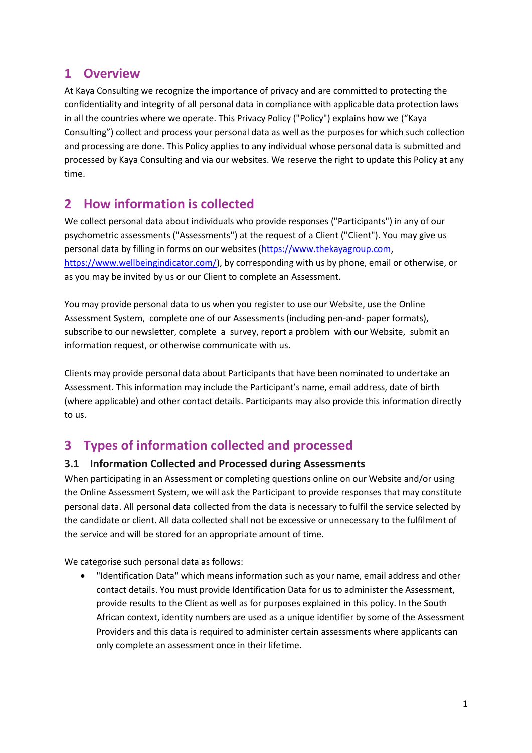## 1 Overview

At Kaya Consulting we recognize the importance of privacy and are committed to protecting the confidentiality and integrity of all personal data in compliance with applicable data protection laws in all the countries where we operate. This Privacy Policy ("Policy") explains how we ("Kaya Consulting") collect and process your personal data as well as the purposes for which such collection and processing are done. This Policy applies to any individual whose personal data is submitted and processed by Kaya Consulting and via our websites. We reserve the right to update this Policy at any time.

## 2 How information is collected

We collect personal data about individuals who provide responses ("Participants") in any of our psychometric assessments ("Assessments") at the request of a Client ("Client"). You may give us personal data by filling in forms on our websites (https://www.thekayagroup.com, https://www.wellbeingindicator.com/), by corresponding with us by phone, email or otherwise, or as you may be invited by us or our Client to complete an Assessment.

You may provide personal data to us when you register to use our Website, use the Online Assessment System, complete one of our Assessments (including pen-and- paper formats), subscribe to our newsletter, complete a survey, report a problem with our Website, submit an information request, or otherwise communicate with us.

Clients may provide personal data about Participants that have been nominated to undertake an Assessment. This information may include the Participant's name, email address, date of birth (where applicable) and other contact details. Participants may also provide this information directly to us.

## 3 Types of information collected and processed

### 3.1 Information Collected and Processed during Assessments

When participating in an Assessment or completing questions online on our Website and/or using the Online Assessment System, we will ask the Participant to provide responses that may constitute personal data. All personal data collected from the data is necessary to fulfil the service selected by the candidate or client. All data collected shall not be excessive or unnecessary to the fulfilment of the service and will be stored for an appropriate amount of time.

We categorise such personal data as follows:

- "Identification Data" which means information such as your name, email address and other contact details. You must provide Identification Data for us to administer the Assessment, provide results to the Client as well as for purposes explained in this policy. In the South African context, identity numbers are used as a unique identifier by some of the Assessment Providers and this data is required to administer certain assessments where applicants can only complete an assessment once in their lifetime.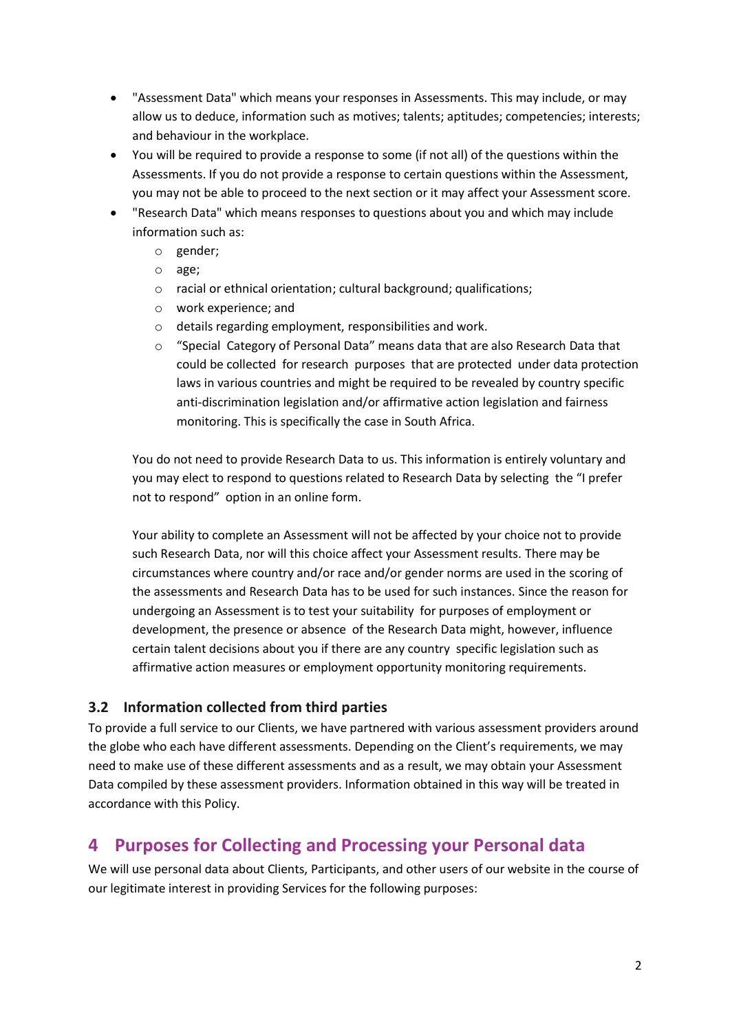- "Assessment Data" which means your responses in Assessments. This may include, or may allow us to deduce, information such as motives; talents; aptitudes; competencies; interests; and behaviour in the workplace.
- You will be required to provide a response to some (if not all) of the questions within the Assessments. If you do not provide a response to certain questions within the Assessment, you may not be able to proceed to the next section or it may affect your Assessment score.
- "Research Data" which means responses to questions about you and which may include information such as:
  - gender;
  - age;
  - racial or ethnical orientation; cultural background; qualifications;
  - work experience; and
  - details regarding employment, responsibilities and work.
  - "Special Category of Personal Data" means data that are also Research Data that could be collected for research purposes that are protected under data protection laws in various countries and might be required to be revealed by country specific anti-discrimination legislation and/or affirmative action legislation and fairness monitoring. This is specifically the case in South Africa.

  You do not need to provide Research Data to us. This information is entirely voluntary and you may elect to respond to questions related to Research Data by selecting the "I prefer not to respond" option in an online form.

  Your ability to complete an Assessment will not be affected by your choice not to provide such Research Data, nor will this choice affect your Assessment results. There may be circumstances where country and/or race and/or gender norms are used in the scoring of the assessments and Research Data has to be used for such instances. Since the reason for undergoing an Assessment is to test your suitability for purposes of employment or development, the presence or absence of the Research Data might, however, influence certain talent decisions about you if there are any country specific legislation such as affirmative action measures or employment opportunity monitoring requirements.

### 3.2 Information collected from third parties

To provide a full service to our Clients, we have partnered with various assessment providers around the globe who each have different assessments. Depending on the Client's requirements, we may need to make use of these different assessments and as a result, we may obtain your Assessment Data compiled by these assessment providers. Information obtained in this way will be treated in accordance with this Policy.

## 4 Purposes for Collecting and Processing your Personal data

We will use personal data about Clients, Participants, and other users of our website in the course of our legitimate interest in providing Services for the following purposes: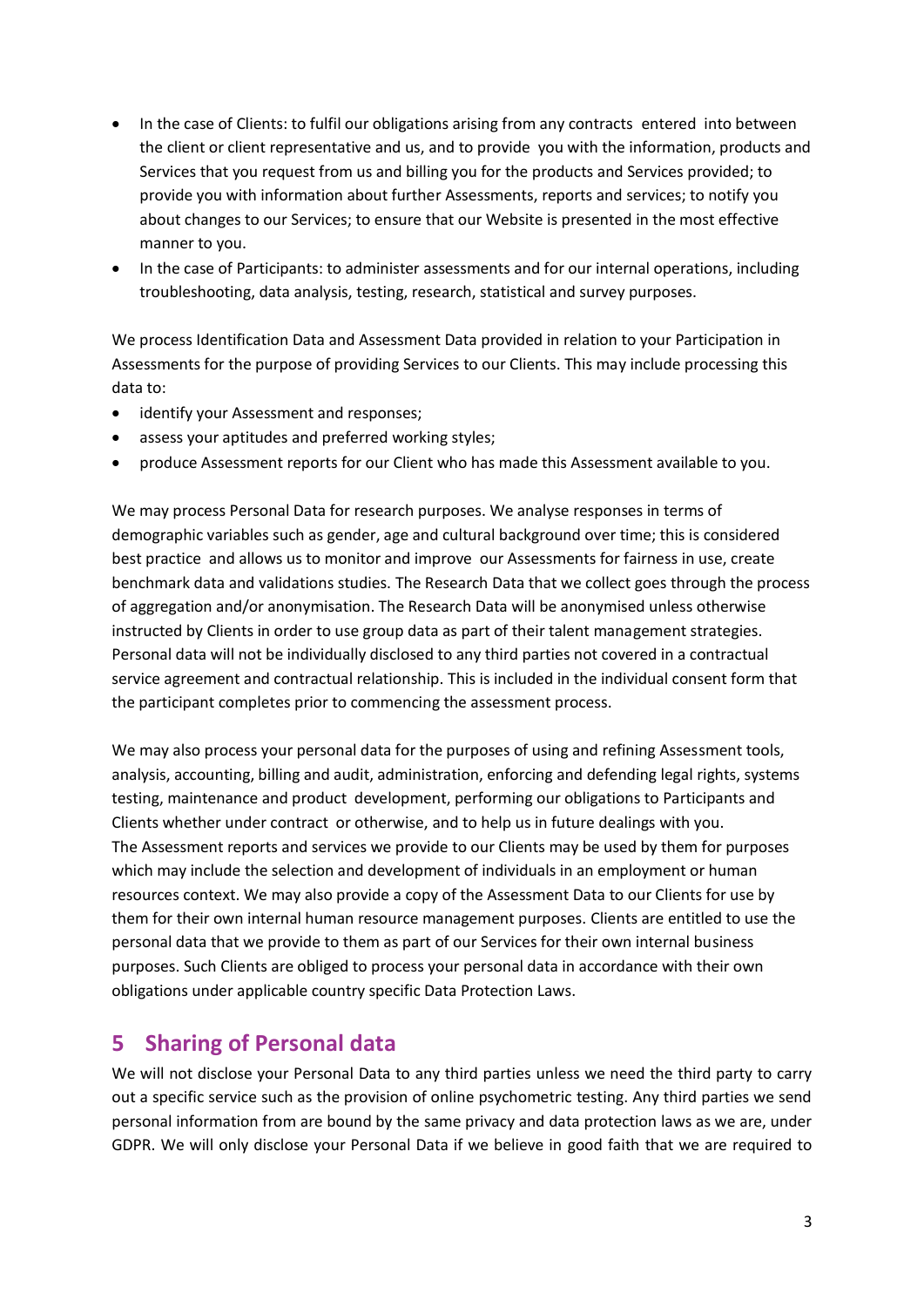- In the case of Clients: to fulfil our obligations arising from any contracts entered into between the client or client representative and us, and to provide you with the information, products and Services that you request from us and billing you for the products and Services provided; to provide you with information about further Assessments, reports and services; to notify you about changes to our Services; to ensure that our Website is presented in the most effective manner to you.
- In the case of Participants: to administer assessments and for our internal operations, including troubleshooting, data analysis, testing, research, statistical and survey purposes.

We process Identification Data and Assessment Data provided in relation to your Participation in Assessments for the purpose of providing Services to our Clients. This may include processing this data to:

- identify your Assessment and responses;
- assess your aptitudes and preferred working styles;
- produce Assessment reports for our Client who has made this Assessment available to you.

We may process Personal Data for research purposes. We analyse responses in terms of demographic variables such as gender, age and cultural background over time; this is considered best practice and allows us to monitor and improve our Assessments for fairness in use, create benchmark data and validations studies. The Research Data that we collect goes through the process of aggregation and/or anonymisation. The Research Data will be anonymised unless otherwise instructed by Clients in order to use group data as part of their talent management strategies. Personal data will not be individually disclosed to any third parties not covered in a contractual service agreement and contractual relationship. This is included in the individual consent form that the participant completes prior to commencing the assessment process.

We may also process your personal data for the purposes of using and refining Assessment tools, analysis, accounting, billing and audit, administration, enforcing and defending legal rights, systems testing, maintenance and product development, performing our obligations to Participants and Clients whether under contract or otherwise, and to help us in future dealings with you. The Assessment reports and services we provide to our Clients may be used by them for purposes which may include the selection and development of individuals in an employment or human resources context. We may also provide a copy of the Assessment Data to our Clients for use by them for their own internal human resource management purposes. Clients are entitled to use the personal data that we provide to them as part of our Services for their own internal business purposes. Such Clients are obliged to process your personal data in accordance with their own obligations under applicable country specific Data Protection Laws.

## 5 Sharing of Personal data

We will not disclose your Personal Data to any third parties unless we need the third party to carry out a specific service such as the provision of online psychometric testing. Any third parties we send personal information from are bound by the same privacy and data protection laws as we are, under GDPR. We will only disclose your Personal Data if we believe in good faith that we are required to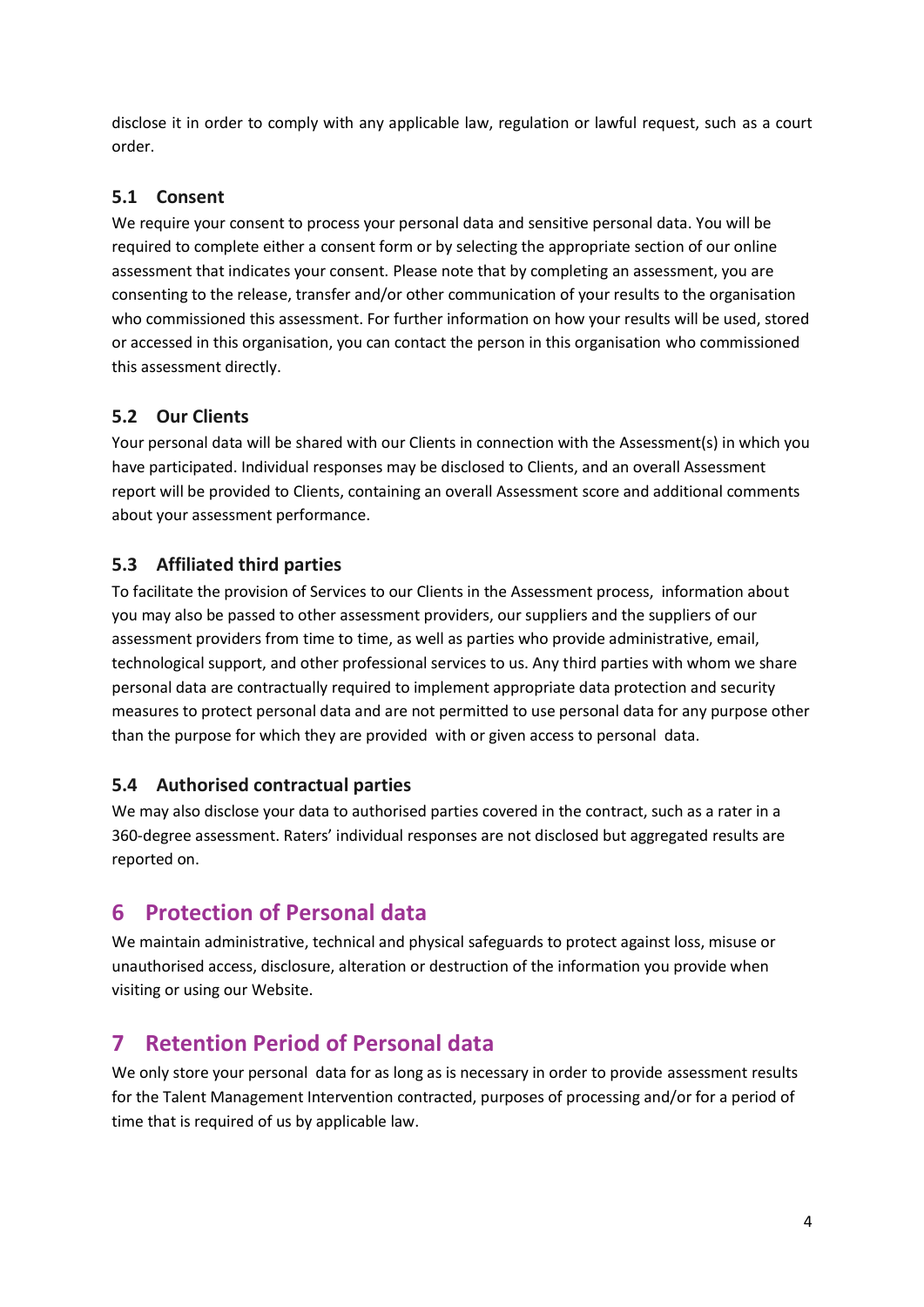disclose it in order to comply with any applicable law, regulation or lawful request, such as a court order.

### 5.1 Consent

We require your consent to process your personal data and sensitive personal data. You will be required to complete either a consent form or by selecting the appropriate section of our online assessment that indicates your consent. Please note that by completing an assessment, you are consenting to the release, transfer and/or other communication of your results to the organisation who commissioned this assessment. For further information on how your results will be used, stored or accessed in this organisation, you can contact the person in this organisation who commissioned this assessment directly.

### 5.2 Our Clients

Your personal data will be shared with our Clients in connection with the Assessment(s) in which you have participated. Individual responses may be disclosed to Clients, and an overall Assessment report will be provided to Clients, containing an overall Assessment score and additional comments about your assessment performance.

### 5.3 Affiliated third parties

To facilitate the provision of Services to our Clients in the Assessment process, information about you may also be passed to other assessment providers, our suppliers and the suppliers of our assessment providers from time to time, as well as parties who provide administrative, email, technological support, and other professional services to us. Any third parties with whom we share personal data are contractually required to implement appropriate data protection and security measures to protect personal data and are not permitted to use personal data for any purpose other than the purpose for which they are provided with or given access to personal data.

### 5.4 Authorised contractual parties

We may also disclose your data to authorised parties covered in the contract, such as a rater in a 360-degree assessment. Raters' individual responses are not disclosed but aggregated results are reported on.

## 6 Protection of Personal data

We maintain administrative, technical and physical safeguards to protect against loss, misuse or unauthorised access, disclosure, alteration or destruction of the information you provide when visiting or using our Website.

## 7 Retention Period of Personal data

We only store your personal data for as long as is necessary in order to provide assessment results for the Talent Management Intervention contracted, purposes of processing and/or for a period of time that is required of us by applicable law.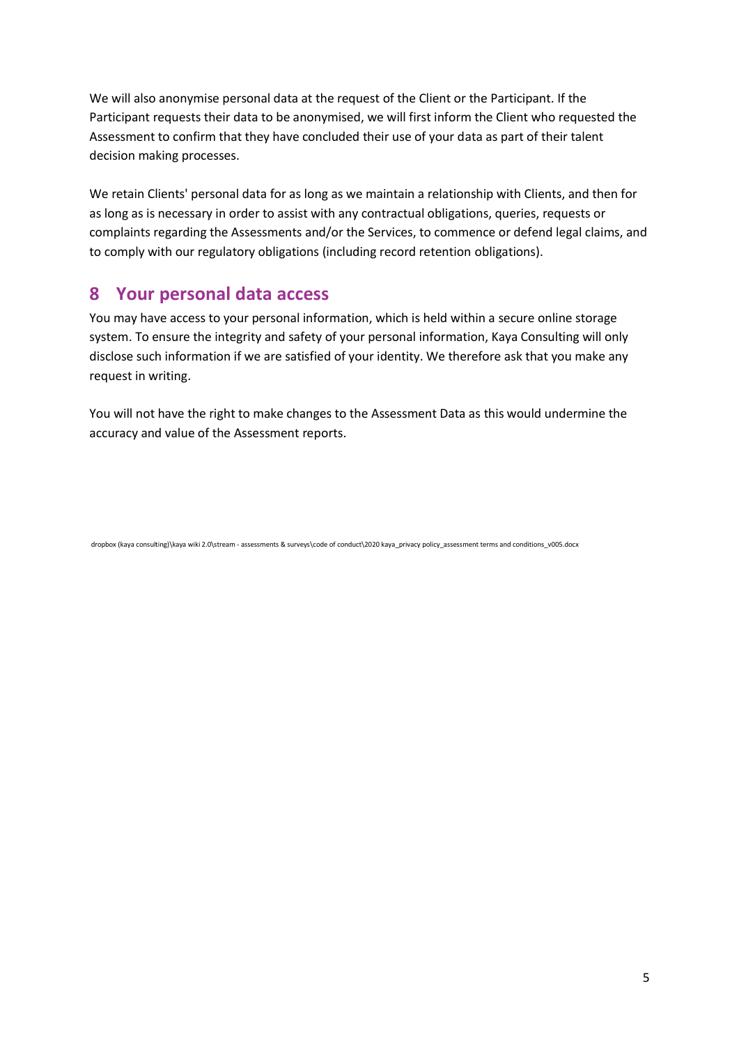We will also anonymise personal data at the request of the Client or the Participant. If the Participant requests their data to be anonymised, we will first inform the Client who requested the Assessment to confirm that they have concluded their use of your data as part of their talent decision making processes.

We retain Clients' personal data for as long as we maintain a relationship with Clients, and then for as long as is necessary in order to assist with any contractual obligations, queries, requests or complaints regarding the Assessments and/or the Services, to commence or defend legal claims, and to comply with our regulatory obligations (including record retention obligations).

## 8 Your personal data access

You may have access to your personal information, which is held within a secure online storage system. To ensure the integrity and safety of your personal information, Kaya Consulting will only disclose such information if we are satisfied of your identity. We therefore ask that you make any request in writing.

You will not have the right to make changes to the Assessment Data as this would undermine the accuracy and value of the Assessment reports.

dropbox (kaya consulting)\kaya wiki 2.0\stream - assessments & surveys\code of conduct\2020 kaya_privacy policy_assessment terms and conditions_v005.docx